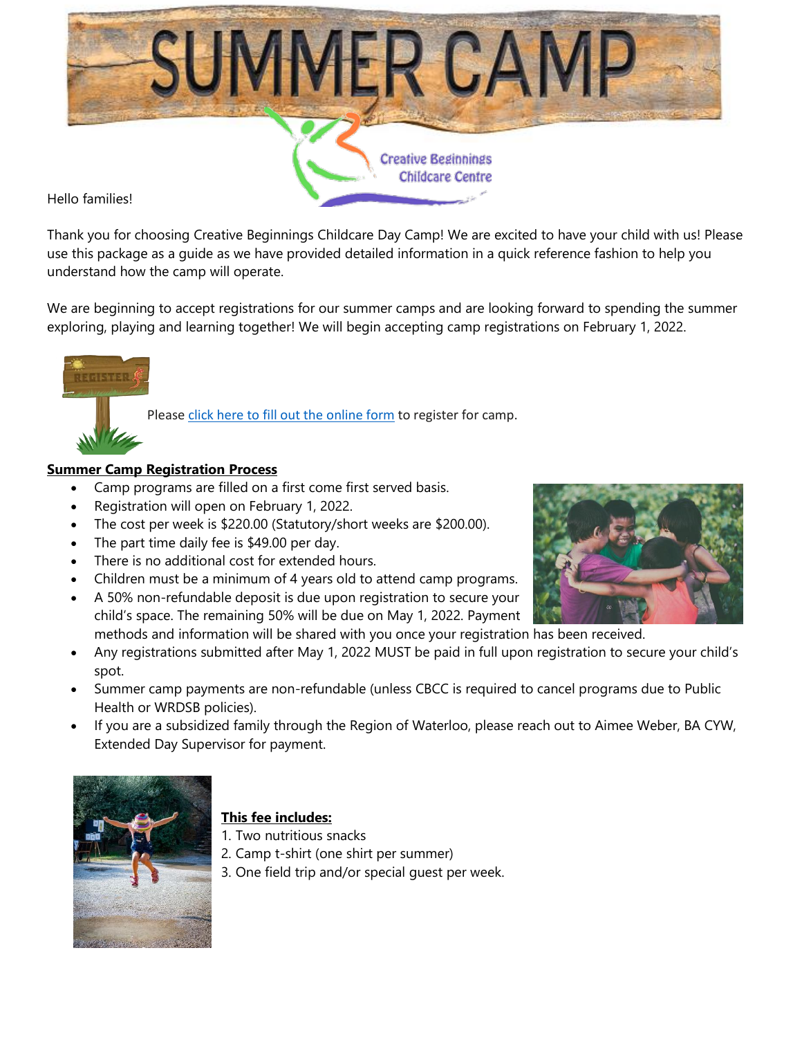# SUMMER CAMP

Creative Beginnings Childcare Centre

Hello families!

Thank you for choosing Creative Beginnings Childcare Day Camp! We are excited to have your child with us! Please use this package as a guide as we have provided detailed information in a quick reference fashion to help you understand how the camp will operate.

We are beginning to accept registrations for our summer camps and are looking forward to spending the summer exploring, playing and learning together! We will begin accepting camp registrations on February 1, 2022.

Please click here to fill out the online form to register for camp.

**Summer Camp Registration Process**

- Camp programs are filled on a first come first served basis.
- Registration will open on February 1, 2022.
- The cost per week is $220.00 (Statutory/short weeks are $200.00).
- The part time daily fee is $49.00 per day.
- There is no additional cost for extended hours.
- Children must be a minimum of 4 years old to attend camp programs.
- A 50% non-refundable deposit is due upon registration to secure your child's space. The remaining 50% will be due on May 1, 2022. Payment methods and information will be shared with you once your registration has been received.
- Any registrations submitted after May 1, 2022 MUST be paid in full upon registration to secure your child's spot.
- Summer camp payments are non-refundable (unless CBCC is required to cancel programs due to Public Health or WRDSB policies).
- If you are a subsidized family through the Region of Waterloo, please reach out to Aimee Weber, BA CYW, Extended Day Supervisor for payment.

**This fee includes:**

1. Two nutritious snacks
2. Camp t-shirt (one shirt per summer)
3. One field trip and/or special guest per week.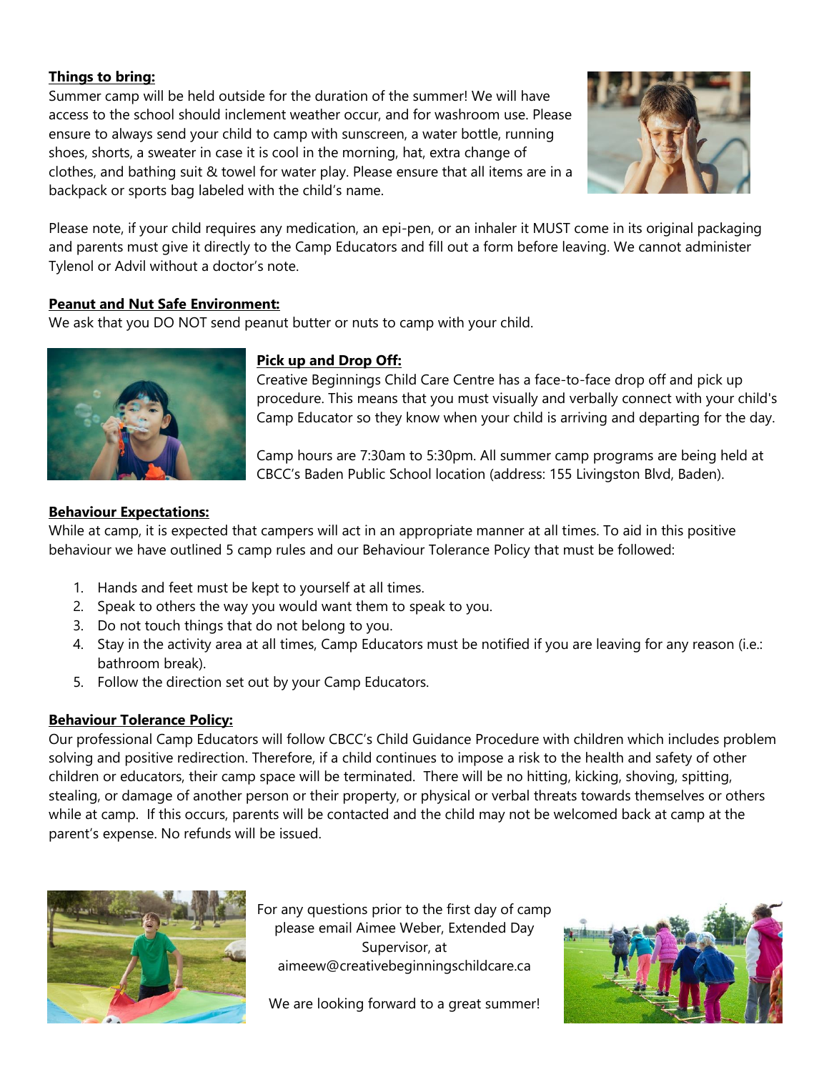**Things to bring:**

Summer camp will be held outside for the duration of the summer! We will have access to the school should inclement weather occur, and for washroom use. Please ensure to always send your child to camp with sunscreen, a water bottle, running shoes, shorts, a sweater in case it is cool in the morning, hat, extra change of clothes, and bathing suit & towel for water play. Please ensure that all items are in a backpack or sports bag labeled with the child's name.

Please note, if your child requires any medication, an epi-pen, or an inhaler it MUST come in its original packaging and parents must give it directly to the Camp Educators and fill out a form before leaving. We cannot administer Tylenol or Advil without a doctor's note.

**Peanut and Nut Safe Environment:**

We ask that you DO NOT send peanut butter or nuts to camp with your child.

**Pick up and Drop Off:**

Creative Beginnings Child Care Centre has a face-to-face drop off and pick up procedure. This means that you must visually and verbally connect with your child's Camp Educator so they know when your child is arriving and departing for the day.

Camp hours are 7:30am to 5:30pm. All summer camp programs are being held at CBCC's Baden Public School location (address: 155 Livingston Blvd, Baden).

**Behaviour Expectations:**

While at camp, it is expected that campers will act in an appropriate manner at all times. To aid in this positive behaviour we have outlined 5 camp rules and our Behaviour Tolerance Policy that must be followed:

1. Hands and feet must be kept to yourself at all times.
2. Speak to others the way you would want them to speak to you.
3. Do not touch things that do not belong to you.
4. Stay in the activity area at all times, Camp Educators must be notified if you are leaving for any reason (i.e.: bathroom break).
5. Follow the direction set out by your Camp Educators.

**Behaviour Tolerance Policy:**

Our professional Camp Educators will follow CBCC's Child Guidance Procedure with children which includes problem solving and positive redirection. Therefore, if a child continues to impose a risk to the health and safety of other children or educators, their camp space will be terminated. There will be no hitting, kicking, shoving, spitting, stealing, or damage of another person or their property, or physical or verbal threats towards themselves or others while at camp. If this occurs, parents will be contacted and the child may not be welcomed back at camp at the parent's expense. No refunds will be issued.

For any questions prior to the first day of camp please email Aimee Weber, Extended Day Supervisor, at aimeew@creativebeginningschildcare.ca

We are looking forward to a great summer!